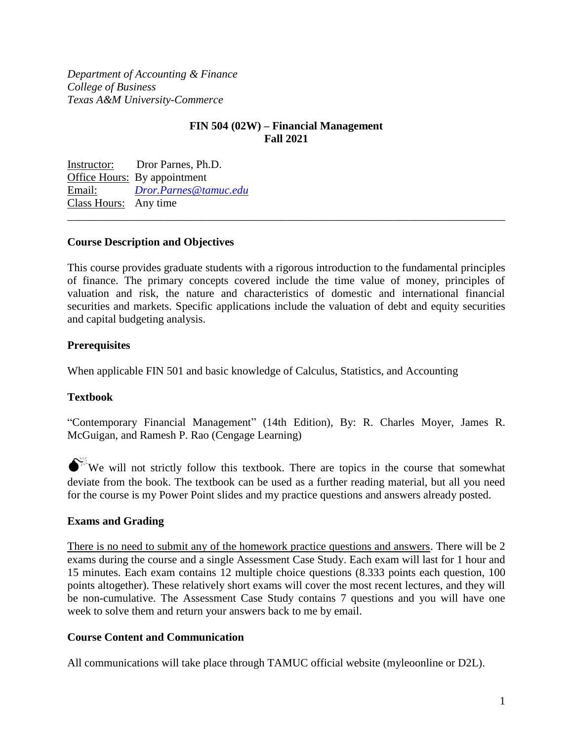*Department of Accounting & Finance*
*College of Business*
*Texas A&M University-Commerce*

**FIN 504 (02W) – Financial Management**
**Fall 2021**

Instructor: Dror Parnes, Ph.D.
Office Hours: By appointment
Email: *Dror.Parnes@tamuc.edu*
Class Hours: Any time

---

### Course Description and Objectives

This course provides graduate students with a rigorous introduction to the fundamental principles of finance. The primary concepts covered include the time value of money, principles of valuation and risk, the nature and characteristics of domestic and international financial securities and markets. Specific applications include the valuation of debt and equity securities and capital budgeting analysis.

### Prerequisites

When applicable FIN 501 and basic knowledge of Calculus, Statistics, and Accounting

### Textbook

"Contemporary Financial Management" (14th Edition), By: R. Charles Moyer, James R. McGuigan, and Ramesh P. Rao (Cengage Learning)

We will not strictly follow this textbook. There are topics in the course that somewhat deviate from the book. The textbook can be used as a further reading material, but all you need for the course is my Power Point slides and my practice questions and answers already posted.

### Exams and Grading

There is no need to submit any of the homework practice questions and answers. There will be 2 exams during the course and a single Assessment Case Study. Each exam will last for 1 hour and 15 minutes. Each exam contains 12 multiple choice questions (8.333 points each question, 100 points altogether). These relatively short exams will cover the most recent lectures, and they will be non-cumulative. The Assessment Case Study contains 7 questions and you will have one week to solve them and return your answers back to me by email.

### Course Content and Communication

All communications will take place through TAMUC official website (myleoonline or D2L).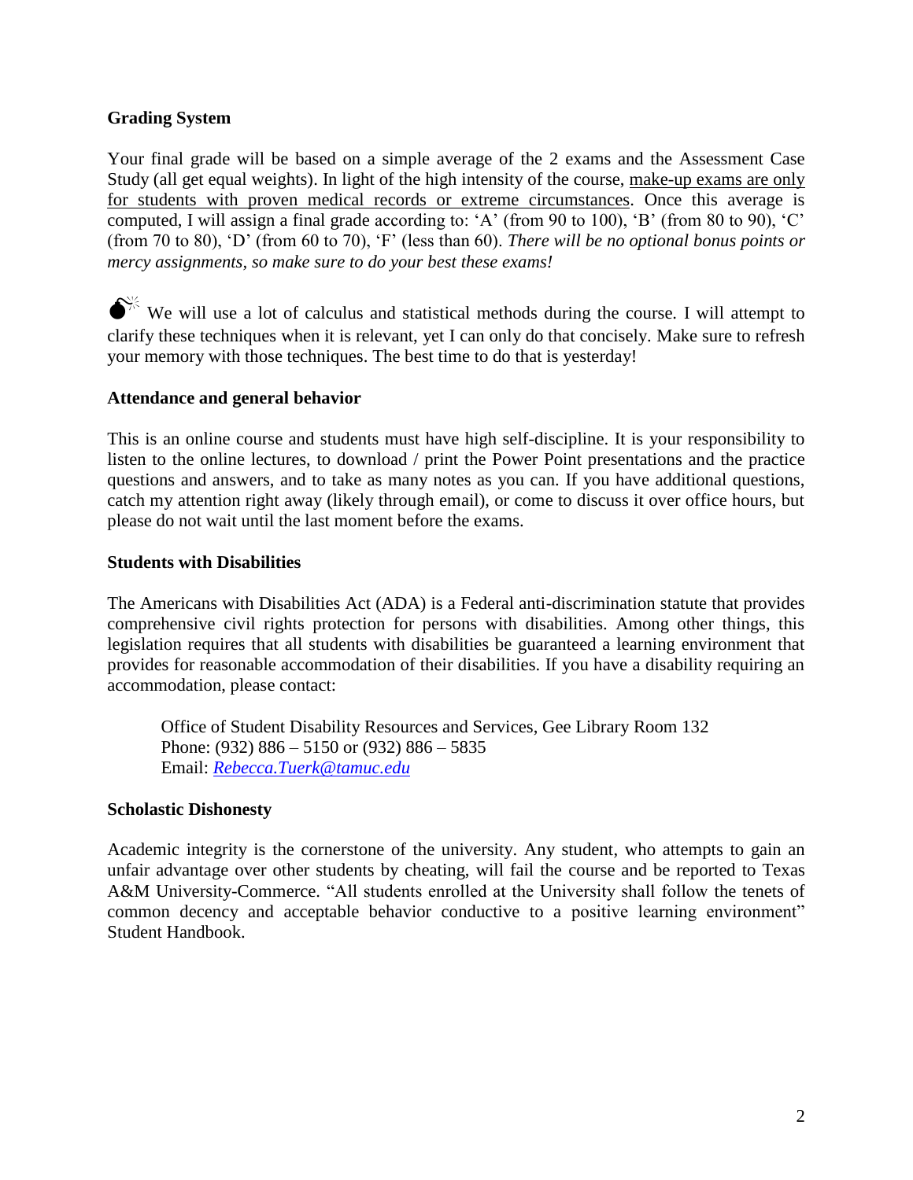**Grading System**

Your final grade will be based on a simple average of the 2 exams and the Assessment Case Study (all get equal weights). In light of the high intensity of the course, make-up exams are only for students with proven medical records or extreme circumstances. Once this average is computed, I will assign a final grade according to: 'A' (from 90 to 100), 'B' (from 80 to 90), 'C' (from 70 to 80), 'D' (from 60 to 70), 'F' (less than 60). *There will be no optional bonus points or mercy assignments, so make sure to do your best these exams!*

💣 We will use a lot of calculus and statistical methods during the course. I will attempt to clarify these techniques when it is relevant, yet I can only do that concisely. Make sure to refresh your memory with those techniques. The best time to do that is yesterday!

**Attendance and general behavior**

This is an online course and students must have high self-discipline. It is your responsibility to listen to the online lectures, to download / print the Power Point presentations and the practice questions and answers, and to take as many notes as you can. If you have additional questions, catch my attention right away (likely through email), or come to discuss it over office hours, but please do not wait until the last moment before the exams.

**Students with Disabilities**

The Americans with Disabilities Act (ADA) is a Federal anti-discrimination statute that provides comprehensive civil rights protection for persons with disabilities. Among other things, this legislation requires that all students with disabilities be guaranteed a learning environment that provides for reasonable accommodation of their disabilities. If you have a disability requiring an accommodation, please contact:

> Office of Student Disability Resources and Services, Gee Library Room 132
> Phone: (932) 886 – 5150 or (932) 886 – 5835
> Email: *Rebecca.Tuerk@tamuc.edu*

**Scholastic Dishonesty**

Academic integrity is the cornerstone of the university. Any student, who attempts to gain an unfair advantage over other students by cheating, will fail the course and be reported to Texas A&M University-Commerce. "All students enrolled at the University shall follow the tenets of common decency and acceptable behavior conductive to a positive learning environment" Student Handbook.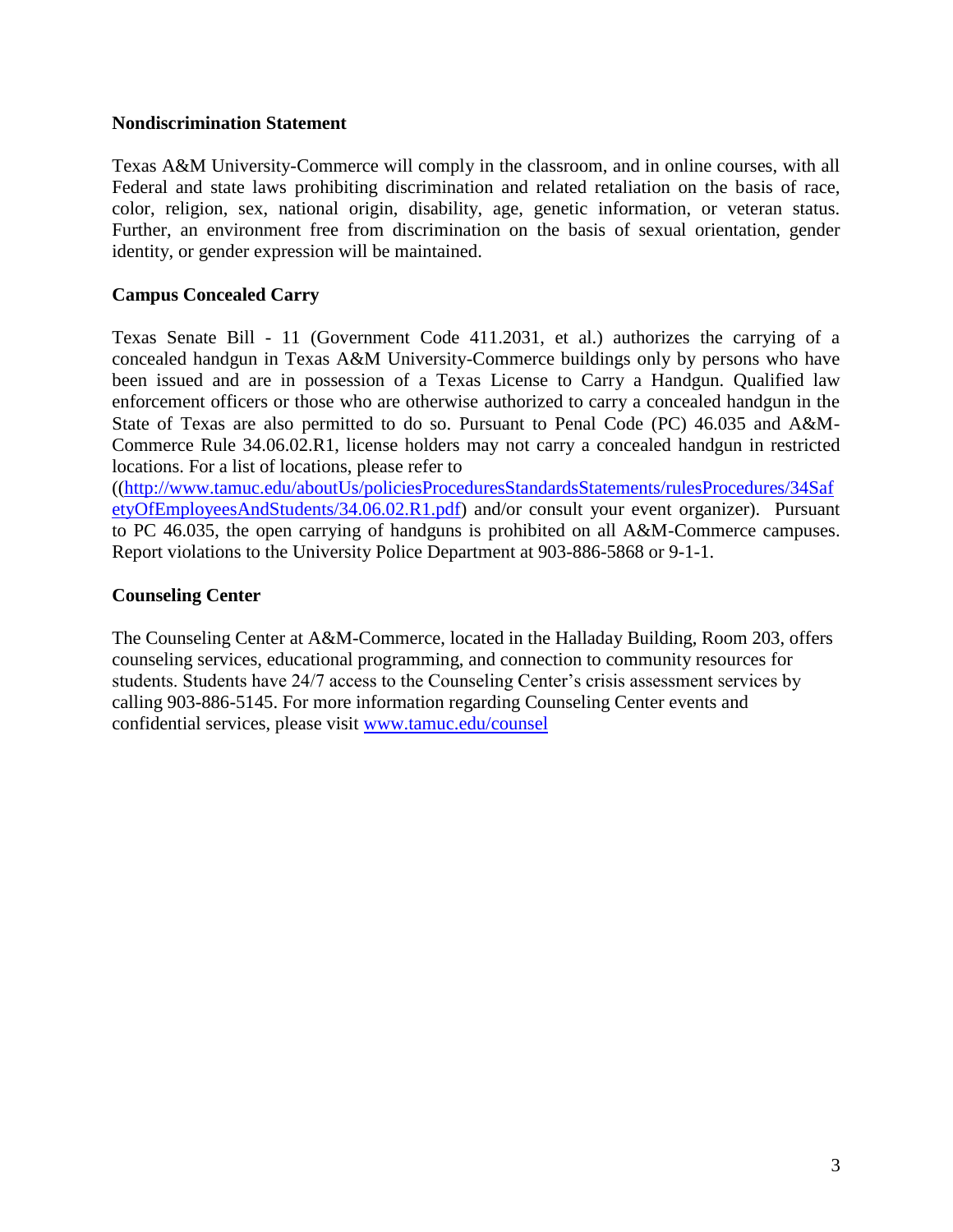**Nondiscrimination Statement**

Texas A&M University-Commerce will comply in the classroom, and in online courses, with all Federal and state laws prohibiting discrimination and related retaliation on the basis of race, color, religion, sex, national origin, disability, age, genetic information, or veteran status. Further, an environment free from discrimination on the basis of sexual orientation, gender identity, or gender expression will be maintained.

**Campus Concealed Carry**

Texas Senate Bill - 11 (Government Code 411.2031, et al.) authorizes the carrying of a concealed handgun in Texas A&M University-Commerce buildings only by persons who have been issued and are in possession of a Texas License to Carry a Handgun. Qualified law enforcement officers or those who are otherwise authorized to carry a concealed handgun in the State of Texas are also permitted to do so. Pursuant to Penal Code (PC) 46.035 and A&M-Commerce Rule 34.06.02.R1, license holders may not carry a concealed handgun in restricted locations. For a list of locations, please refer to ((http://www.tamuc.edu/aboutUs/policiesProceduresStandardsStatements/rulesProcedures/34SafetyOfEmployeesAndStudents/34.06.02.R1.pdf) and/or consult your event organizer). Pursuant to PC 46.035, the open carrying of handguns is prohibited on all A&M-Commerce campuses. Report violations to the University Police Department at 903-886-5868 or 9-1-1.

**Counseling Center**

The Counseling Center at A&M-Commerce, located in the Halladay Building, Room 203, offers counseling services, educational programming, and connection to community resources for students. Students have 24/7 access to the Counseling Center's crisis assessment services by calling 903-886-5145. For more information regarding Counseling Center events and confidential services, please visit www.tamuc.edu/counsel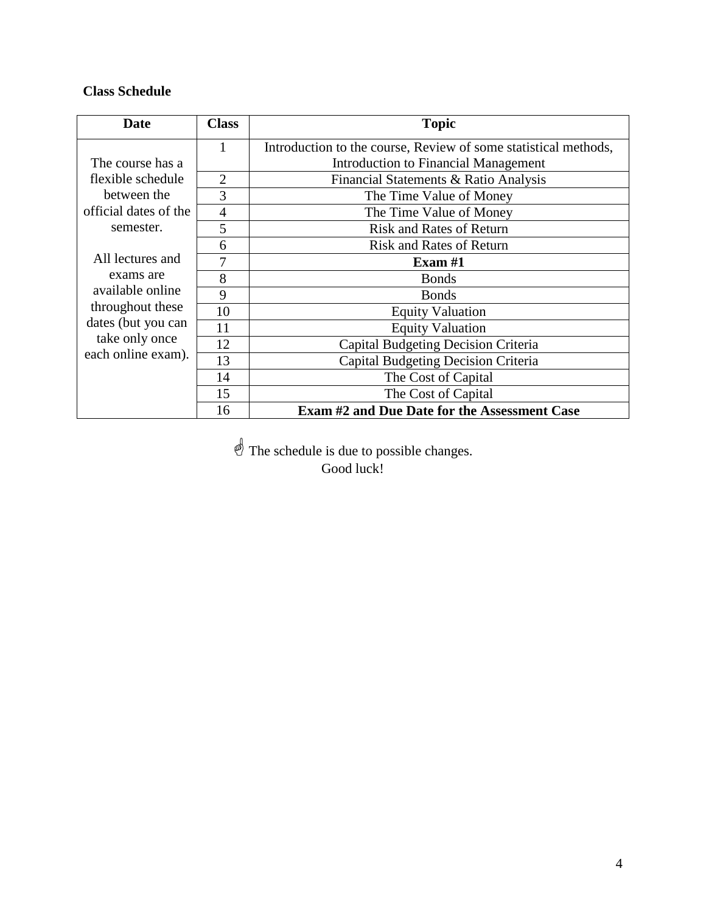**Class Schedule**

| Date | Class | Topic |
| --- | --- | --- |
| The course has a flexible schedule between the official dates of the semester. All lectures and exams are available online throughout these dates (but you can take only once each online exam). | 1 | Introduction to the course, Review of some statistical methods, Introduction to Financial Management |
| | 2 | Financial Statements & Ratio Analysis |
| | 3 | The Time Value of Money |
| | 4 | The Time Value of Money |
| | 5 | Risk and Rates of Return |
| | 6 | Risk and Rates of Return |
| | 7 | **Exam #1** |
| | 8 | Bonds |
| | 9 | Bonds |
| | 10 | Equity Valuation |
| | 11 | Equity Valuation |
| | 12 | Capital Budgeting Decision Criteria |
| | 13 | Capital Budgeting Decision Criteria |
| | 14 | The Cost of Capital |
| | 15 | The Cost of Capital |
| | 16 | **Exam #2 and Due Date for the Assessment Case** |

☝ The schedule is due to possible changes.

Good luck!